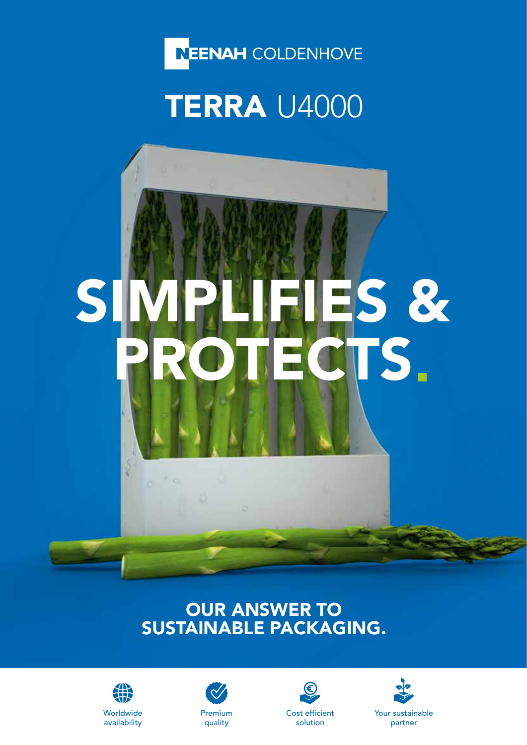NEENAH COLDENHOVE

# TERRA U4000

# SIMPLIFIES & PROTECTS.

## OUR ANSWER TO SUSTAINABLE PACKAGING.

Worldwide availability

Premium quality

Cost efficient solution

Your sustainable partner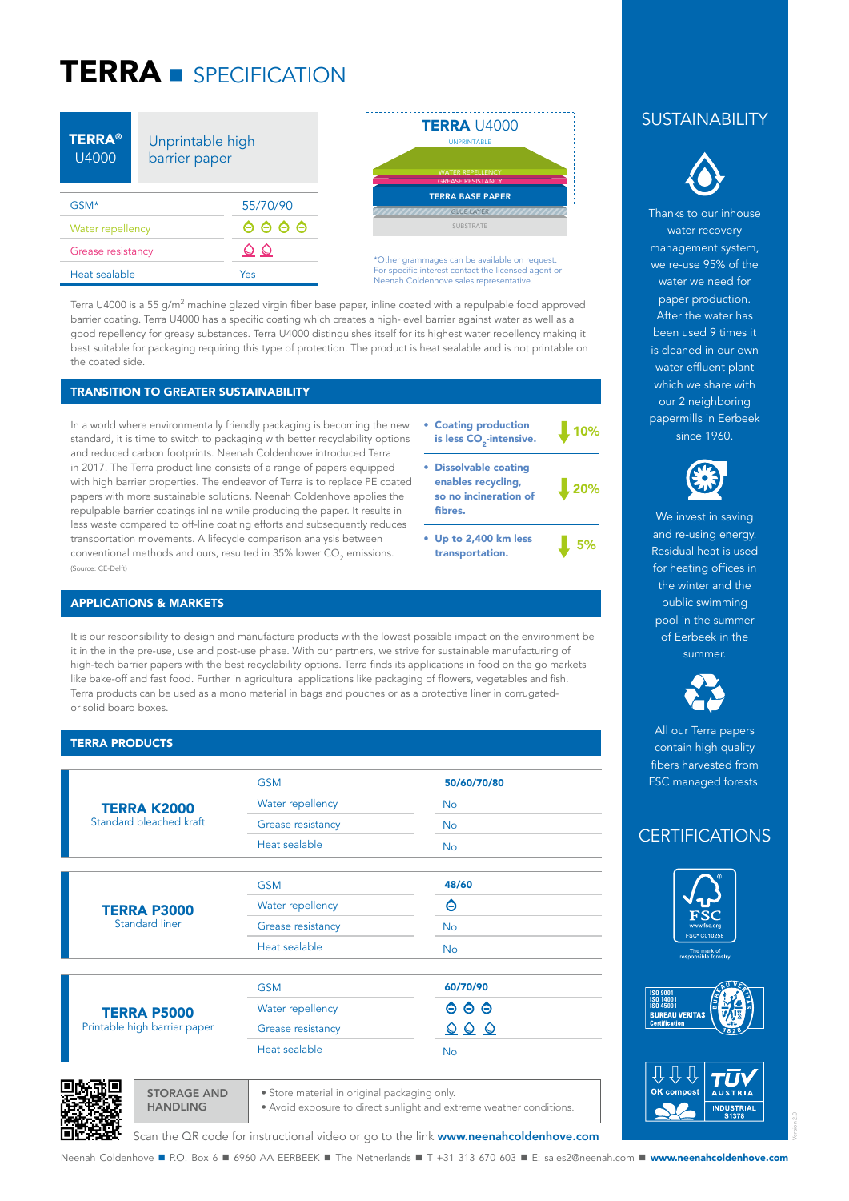# TERRA ■ SPECIFICATION

| **TERRA® U4000** | Unprintable high barrier paper |
|---|---|
| GSM* | 55/70/90 |
| Water repellency | ⊖ ⊖ ⊖ ⊖ |
| Grease resistancy | ⊖ ⊖ |
| Heat sealable | Yes |

**TERRA U4000**

UNPRINTABLE

WATER REPELLENCY

GREASE RESISTANCY

TERRA BASE PAPER

GLUE LAYER

SUBSTRATE

*Other grammages can be available on request. For specific interest contact the licensed agent or Neenah Coldenhove sales representative.

Terra U4000 is a 55 g/m$^2$ machine glazed virgin fiber base paper, inline coated with a repulpable food approved barrier coating. Terra U4000 has a specific coating which creates a high-level barrier against water as well as a good repellency for greasy substances. Terra U4000 distinguishes itself for its highest water repellency making it best suitable for packaging requiring this type of protection. The product is heat sealable and is not printable on the coated side.

## TRANSITION TO GREATER SUSTAINABILITY

In a world where environmentally friendly packaging is becoming the new standard, it is time to switch to packaging with better recyclability options and reduced carbon footprints. Neenah Coldenhove introduced Terra in 2017. The Terra product line consists of a range of papers equipped with high barrier properties. The endeavor of Terra is to replace PE coated papers with more sustainable solutions. Neenah Coldenhove applies the repulpable barrier coatings inline while producing the paper. It results in less waste compared to off-line coating efforts and subsequently reduces transportation movements. A lifecycle comparison analysis between conventional methods and ours, resulted in 35% lower $CO_2$ emissions.
(Source: CE-Delft)

- **Coating production is less $CO_2$-intensive.** ↓ 10%
- **Dissolvable coating enables recycling, so no incineration of fibres.** ↓ 20%
- **Up to 2,400 km less transportation.** ↓ 5%

## APPLICATIONS & MARKETS

It is our responsibility to design and manufacture products with the lowest possible impact on the environment be it in the in the pre-use, use and post-use phase. With our partners, we strive for sustainable manufacturing of high-tech barrier papers with the best recyclability options. Terra finds its applications in food on the go markets like bake-off and fast food. Further in agricultural applications like packaging of flowers, vegetables and fish. Terra products can be used as a mono material in bags and pouches or as a protective liner in corrugated- or solid board boxes.

## TERRA PRODUCTS

| | | |
|---|---|---|
| **TERRA K2000** Standard bleached kraft | GSM | **50/60/70/80** |
| | Water repellency | No |
| | Grease resistancy | No |
| | Heat sealable | No |
| **TERRA P3000** Standard liner | GSM | **48/60** |
| | Water repellency | ⊖ |
| | Grease resistancy | No |
| | Heat sealable | No |
| **TERRA P5000** Printable high barrier paper | GSM | **60/70/90** |
| | Water repellency | ⊖ ⊖ ⊖ |
| | Grease resistancy | ⊖ ⊖ ⊖ |
| | Heat sealable | No |

| STORAGE AND HANDLING | • Store material in original packaging only.<br>• Avoid exposure to direct sunlight and extreme weather conditions. |
|---|---|

Scan the QR code for instructional video or go to the link **www.neenahcoldenhove.com**

## SUSTAINABILITY

Thanks to our inhouse water recovery management system, we re-use 95% of the water we need for paper production. After the water has been used 9 times it is cleaned in our own water effluent plant which we share with our 2 neighboring papermills in Eerbeek since 1960.

We invest in saving and re-using energy. Residual heat is used for heating offices in the winter and the public swimming pool in the summer of Eerbeek in the summer.

All our Terra papers contain high quality fibers harvested from FSC managed forests.

## CERTIFICATIONS

FSC www.fsc.org FSC® C010258 The mark of responsible forestry

ISO 9001 ISO 14001 ISO 45001 BUREAU VERITAS Certification 1828

OK compost TÜV AUSTRIA INDUSTRIAL S1378

Version 2.0

Neenah Coldenhove ■ P.O. Box 6 ■ 6960 AA EERBEEK ■ The Netherlands ■ T +31 313 670 603 ■ E: sales2@neenah.com ■ **www.neenahcoldenhove.com**